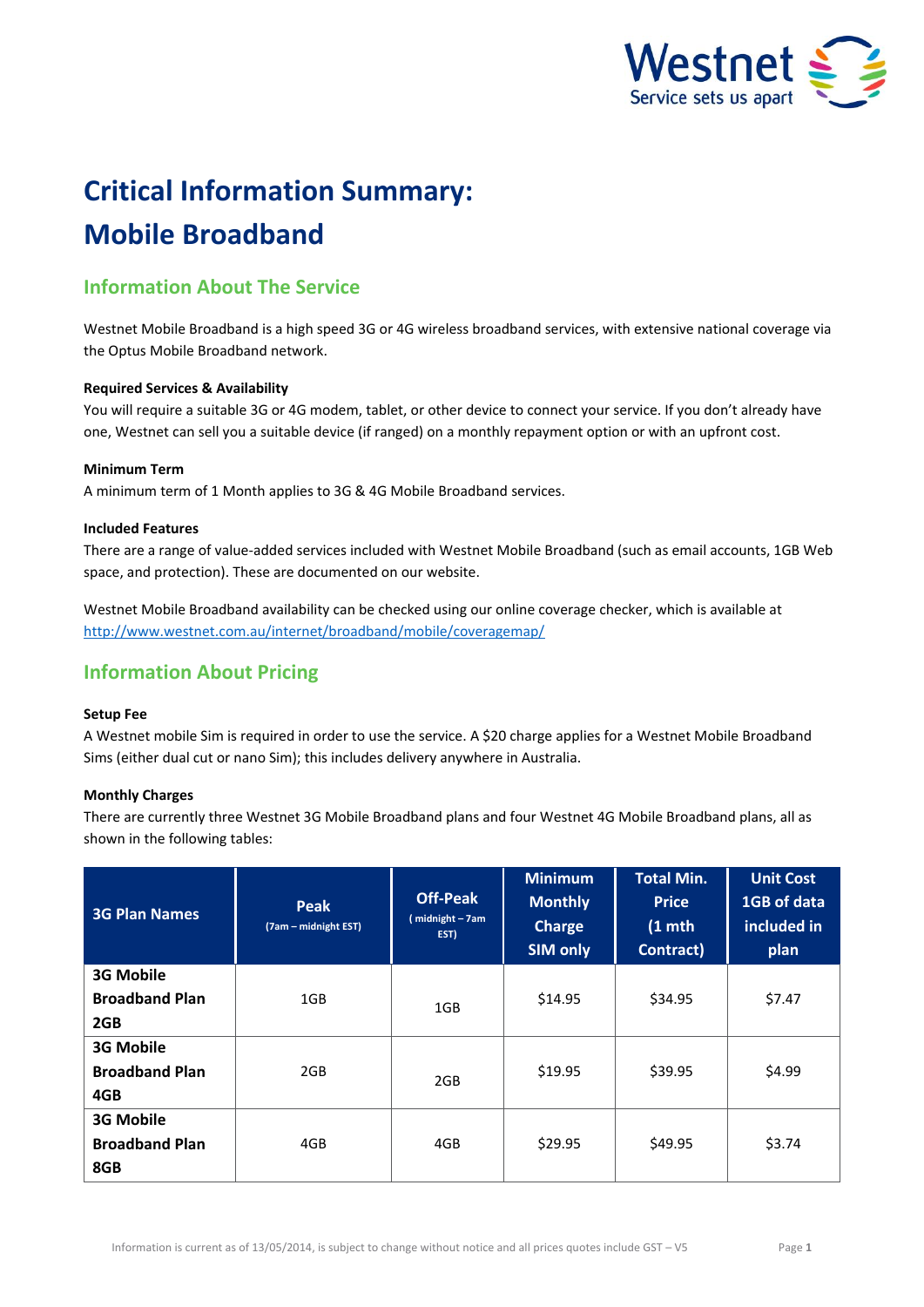# Critical Information Summary: Mobile Broadband

## Information About The Service

Westnet Mobile Broadband is a high speed 3G or 4G wireless broadband services, with extensive national coverage via the Optus Mobile Broadband network.

**Required Services & Availability**

You will require a suitable 3G or 4G modem, tablet, or other device to connect your service. If you don't already have one, Westnet can sell you a suitable device (if ranged) on a monthly repayment option or with an upfront cost.

**Minimum Term**

A minimum term of 1 Month applies to 3G & 4G Mobile Broadband services.

**Included Features**

There are a range of value-added services included with Westnet Mobile Broadband (such as email accounts, 1GB Web space, and protection). These are documented on our website.

Westnet Mobile Broadband availability can be checked using our online coverage checker, which is available at http://www.westnet.com.au/internet/broadband/mobile/coveragemap/

## Information About Pricing

**Setup Fee**

A Westnet mobile Sim is required in order to use the service. A $20 charge applies for a Westnet Mobile Broadband Sims (either dual cut or nano Sim); this includes delivery anywhere in Australia.

**Monthly Charges**

There are currently three Westnet 3G Mobile Broadband plans and four Westnet 4G Mobile Broadband plans, all as shown in the following tables:

| 3G Plan Names | Peak (7am – midnight EST) | Off-Peak ( midnight – 7am EST) | Minimum Monthly Charge SIM only | Total Min. Price (1 mth Contract) | Unit Cost 1GB of data included in plan |
|---|---|---|---|---|---|
| **3G Mobile Broadband Plan 2GB** | 1GB | 1GB | $14.95 | $34.95 | $7.47 |
| **3G Mobile Broadband Plan 4GB** | 2GB | 2GB | $19.95 | $39.95 | $4.99 |
| **3G Mobile Broadband Plan 8GB** | 4GB | 4GB | $29.95 | $49.95 | $3.74 |

Information is current as of 13/05/2014, is subject to change without notice and all prices quotes include GST – V5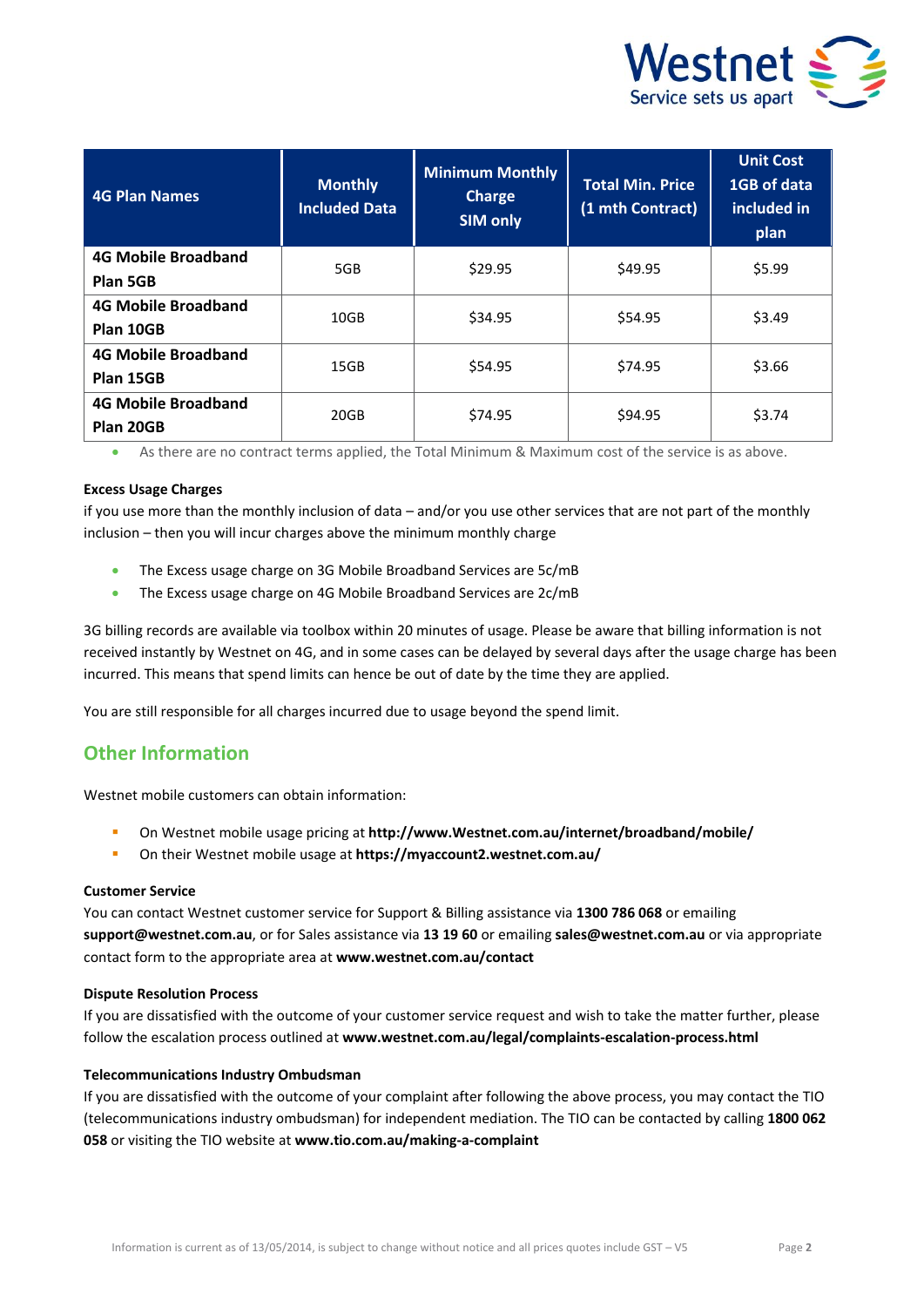| 4G Plan Names | Monthly Included Data | Minimum Monthly Charge SIM only | Total Min. Price (1 mth Contract) | Unit Cost 1GB of data included in plan |
|---|---|---|---|---|
| **4G Mobile Broadband Plan 5GB** | 5GB | $29.95 | $49.95 | $5.99 |
| **4G Mobile Broadband Plan 10GB** | 10GB | $34.95 | $54.95 | $3.49 |
| **4G Mobile Broadband Plan 15GB** | 15GB | $54.95 | $74.95 | $3.66 |
| **4G Mobile Broadband Plan 20GB** | 20GB | $74.95 | $94.95 | $3.74 |

- As there are no contract terms applied, the Total Minimum & Maximum cost of the service is as above.

**Excess Usage Charges**

if you use more than the monthly inclusion of data – and/or you use other services that are not part of the monthly inclusion – then you will incur charges above the minimum monthly charge

- The Excess usage charge on 3G Mobile Broadband Services are 5c/mB
- The Excess usage charge on 4G Mobile Broadband Services are 2c/mB

3G billing records are available via toolbox within 20 minutes of usage. Please be aware that billing information is not received instantly by Westnet on 4G, and in some cases can be delayed by several days after the usage charge has been incurred. This means that spend limits can hence be out of date by the time they are applied.

You are still responsible for all charges incurred due to usage beyond the spend limit.

## Other Information

Westnet mobile customers can obtain information:

- On Westnet mobile usage pricing at **http://www.Westnet.com.au/internet/broadband/mobile/**
- On their Westnet mobile usage at **https://myaccount2.westnet.com.au/**

**Customer Service**

You can contact Westnet customer service for Support & Billing assistance via **1300 786 068** or emailing **support@westnet.com.au**, or for Sales assistance via **13 19 60** or emailing **sales@westnet.com.au** or via appropriate contact form to the appropriate area at **www.westnet.com.au/contact**

**Dispute Resolution Process**

If you are dissatisfied with the outcome of your customer service request and wish to take the matter further, please follow the escalation process outlined at **www.westnet.com.au/legal/complaints-escalation-process.html**

**Telecommunications Industry Ombudsman**

If you are dissatisfied with the outcome of your complaint after following the above process, you may contact the TIO (telecommunications industry ombudsman) for independent mediation. The TIO can be contacted by calling **1800 062 058** or visiting the TIO website at **www.tio.com.au/making-a-complaint**

Information is current as of 13/05/2014, is subject to change without notice and all prices quotes include GST – V5